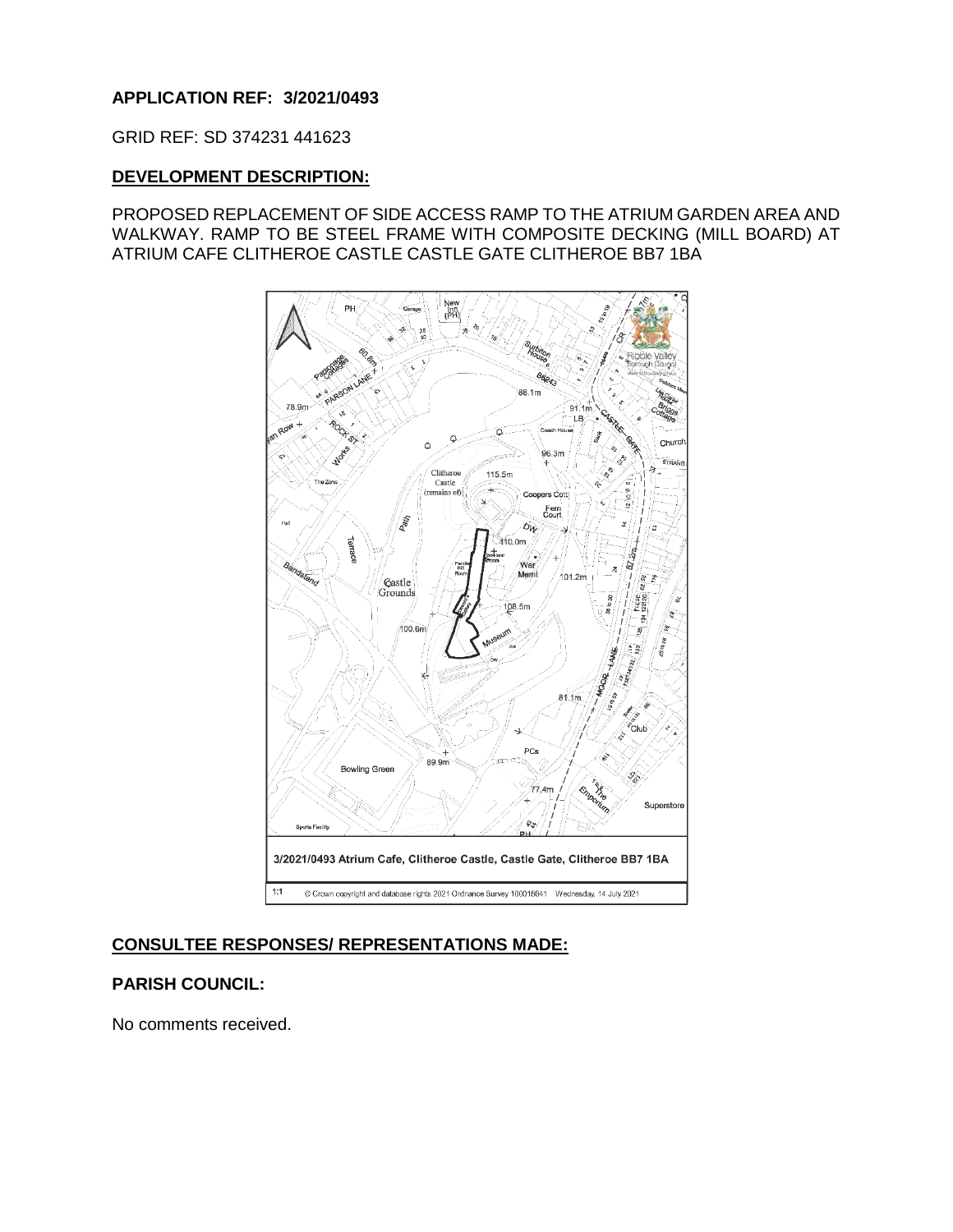**APPLICATION REF: 3/2021/0493**

GRID REF: SD 374231 441623

## DEVELOPMENT DESCRIPTION:

PROPOSED REPLACEMENT OF SIDE ACCESS RAMP TO THE ATRIUM GARDEN AREA AND WALKWAY. RAMP TO BE STEEL FRAME WITH COMPOSITE DECKING (MILL BOARD) AT ATRIUM CAFE CLITHEROE CASTLE CASTLE GATE CLITHEROE BB7 1BA

3/2021/0493 Atrium Cafe, Clitheroe Castle, Castle Gate, Clitheroe BB7 1BA

1:1 © Crown copyright and database rights 2021 Ordnance Survey 100018641 Wednesday, 14 July 2021

## CONSULTEE RESPONSES/ REPRESENTATIONS MADE:

### PARISH COUNCIL:

No comments received.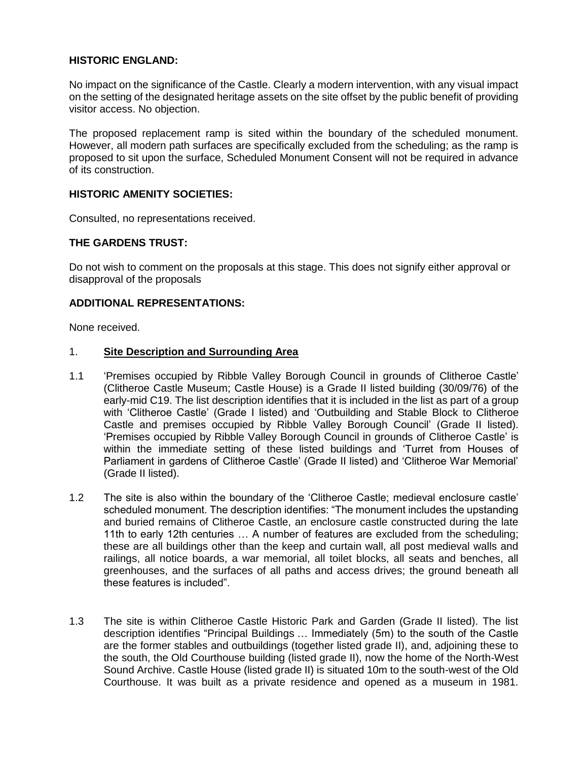**HISTORIC ENGLAND:**

No impact on the significance of the Castle. Clearly a modern intervention, with any visual impact on the setting of the designated heritage assets on the site offset by the public benefit of providing visitor access. No objection.

The proposed replacement ramp is sited within the boundary of the scheduled monument. However, all modern path surfaces are specifically excluded from the scheduling; as the ramp is proposed to sit upon the surface, Scheduled Monument Consent will not be required in advance of its construction.

**HISTORIC AMENITY SOCIETIES:**

Consulted, no representations received.

**THE GARDENS TRUST:**

Do not wish to comment on the proposals at this stage. This does not signify either approval or disapproval of the proposals

**ADDITIONAL REPRESENTATIONS:**

None received.

1. **Site Description and Surrounding Area**

1.1 'Premises occupied by Ribble Valley Borough Council in grounds of Clitheroe Castle' (Clitheroe Castle Museum; Castle House) is a Grade II listed building (30/09/76) of the early-mid C19. The list description identifies that it is included in the list as part of a group with 'Clitheroe Castle' (Grade I listed) and 'Outbuilding and Stable Block to Clitheroe Castle and premises occupied by Ribble Valley Borough Council' (Grade II listed). 'Premises occupied by Ribble Valley Borough Council in grounds of Clitheroe Castle' is within the immediate setting of these listed buildings and 'Turret from Houses of Parliament in gardens of Clitheroe Castle' (Grade II listed) and 'Clitheroe War Memorial' (Grade II listed).

1.2 The site is also within the boundary of the 'Clitheroe Castle; medieval enclosure castle' scheduled monument. The description identifies: "The monument includes the upstanding and buried remains of Clitheroe Castle, an enclosure castle constructed during the late 11th to early 12th centuries … A number of features are excluded from the scheduling; these are all buildings other than the keep and curtain wall, all post medieval walls and railings, all notice boards, a war memorial, all toilet blocks, all seats and benches, all greenhouses, and the surfaces of all paths and access drives; the ground beneath all these features is included".

1.3 The site is within Clitheroe Castle Historic Park and Garden (Grade II listed). The list description identifies "Principal Buildings … Immediately (5m) to the south of the Castle are the former stables and outbuildings (together listed grade II), and, adjoining these to the south, the Old Courthouse building (listed grade II), now the home of the North-West Sound Archive. Castle House (listed grade II) is situated 10m to the south-west of the Old Courthouse. It was built as a private residence and opened as a museum in 1981.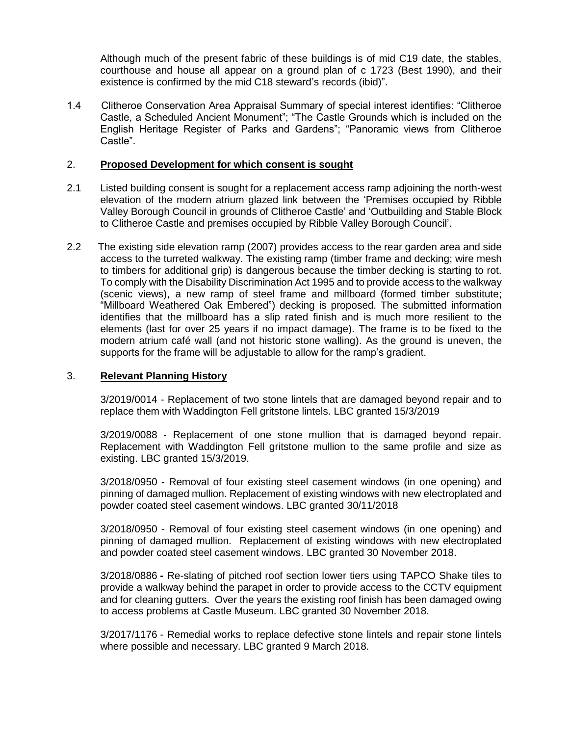Although much of the present fabric of these buildings is of mid C19 date, the stables, courthouse and house all appear on a ground plan of c 1723 (Best 1990), and their existence is confirmed by the mid C18 steward's records (ibid)".

1.4 Clitheroe Conservation Area Appraisal Summary of special interest identifies: "Clitheroe Castle, a Scheduled Ancient Monument"; "The Castle Grounds which is included on the English Heritage Register of Parks and Gardens"; "Panoramic views from Clitheroe Castle".

## 2. **Proposed Development for which consent is sought**

2.1 Listed building consent is sought for a replacement access ramp adjoining the north-west elevation of the modern atrium glazed link between the 'Premises occupied by Ribble Valley Borough Council in grounds of Clitheroe Castle' and 'Outbuilding and Stable Block to Clitheroe Castle and premises occupied by Ribble Valley Borough Council'.

2.2 The existing side elevation ramp (2007) provides access to the rear garden area and side access to the turreted walkway. The existing ramp (timber frame and decking; wire mesh to timbers for additional grip) is dangerous because the timber decking is starting to rot. To comply with the Disability Discrimination Act 1995 and to provide access to the walkway (scenic views), a new ramp of steel frame and millboard (formed timber substitute; "Millboard Weathered Oak Embered") decking is proposed. The submitted information identifies that the millboard has a slip rated finish and is much more resilient to the elements (last for over 25 years if no impact damage). The frame is to be fixed to the modern atrium café wall (and not historic stone walling). As the ground is uneven, the supports for the frame will be adjustable to allow for the ramp's gradient.

## 3. **Relevant Planning History**

3/2019/0014 - Replacement of two stone lintels that are damaged beyond repair and to replace them with Waddington Fell gritstone lintels. LBC granted 15/3/2019

3/2019/0088 - Replacement of one stone mullion that is damaged beyond repair. Replacement with Waddington Fell gritstone mullion to the same profile and size as existing. LBC granted 15/3/2019.

3/2018/0950 - Removal of four existing steel casement windows (in one opening) and pinning of damaged mullion. Replacement of existing windows with new electroplated and powder coated steel casement windows. LBC granted 30/11/2018

3/2018/0950 - Removal of four existing steel casement windows (in one opening) and pinning of damaged mullion. Replacement of existing windows with new electroplated and powder coated steel casement windows. LBC granted 30 November 2018.

3/2018/0886 **-** Re-slating of pitched roof section lower tiers using TAPCO Shake tiles to provide a walkway behind the parapet in order to provide access to the CCTV equipment and for cleaning gutters. Over the years the existing roof finish has been damaged owing to access problems at Castle Museum. LBC granted 30 November 2018.

3/2017/1176 - Remedial works to replace defective stone lintels and repair stone lintels where possible and necessary. LBC granted 9 March 2018.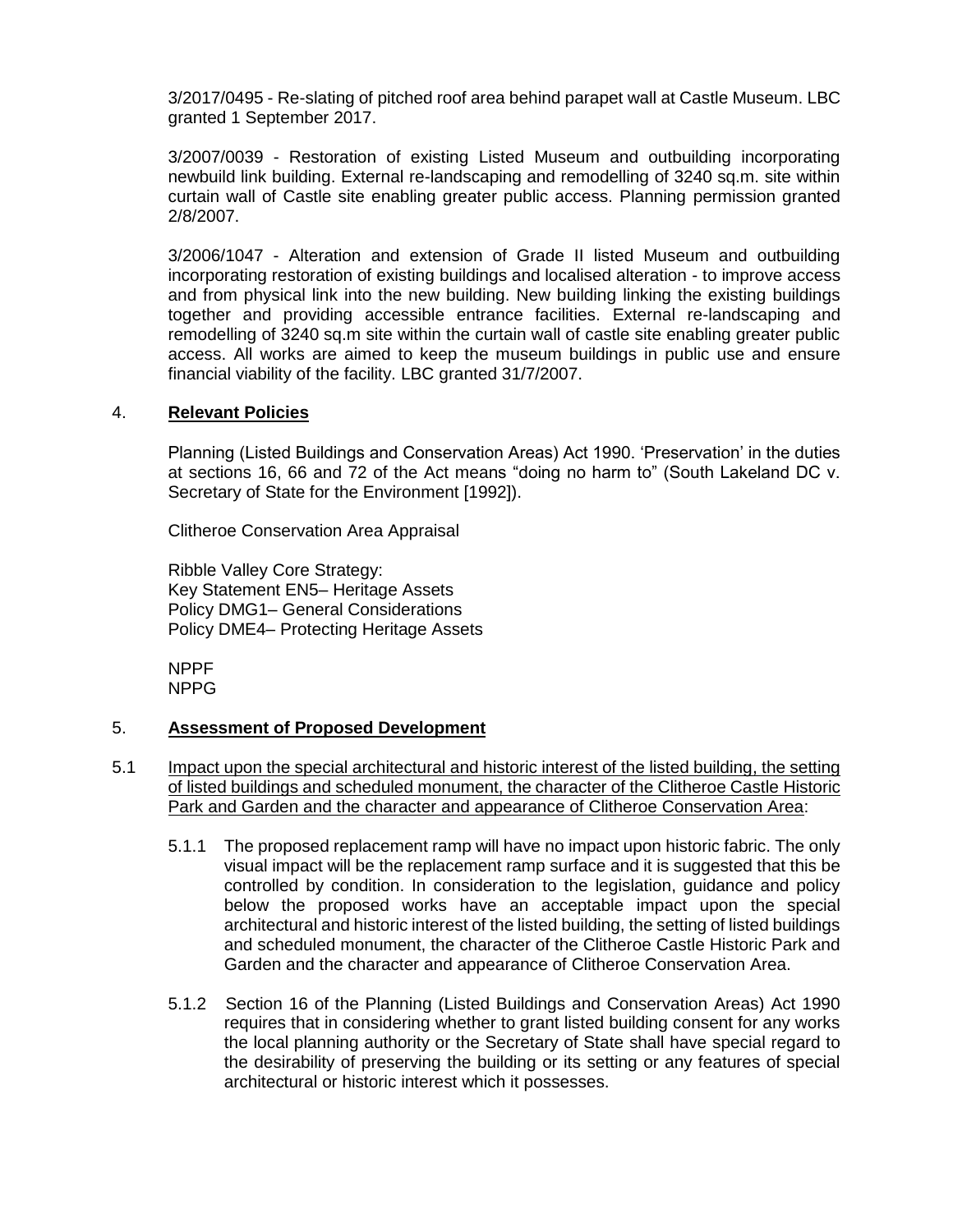3/2017/0495 - Re-slating of pitched roof area behind parapet wall at Castle Museum. LBC granted 1 September 2017.

3/2007/0039 - Restoration of existing Listed Museum and outbuilding incorporating newbuild link building. External re-landscaping and remodelling of 3240 sq.m. site within curtain wall of Castle site enabling greater public access. Planning permission granted 2/8/2007.

3/2006/1047 - Alteration and extension of Grade II listed Museum and outbuilding incorporating restoration of existing buildings and localised alteration - to improve access and from physical link into the new building. New building linking the existing buildings together and providing accessible entrance facilities. External re-landscaping and remodelling of 3240 sq.m site within the curtain wall of castle site enabling greater public access. All works are aimed to keep the museum buildings in public use and ensure financial viability of the facility. LBC granted 31/7/2007.

## 4. **Relevant Policies**

Planning (Listed Buildings and Conservation Areas) Act 1990. 'Preservation' in the duties at sections 16, 66 and 72 of the Act means "doing no harm to" (South Lakeland DC v. Secretary of State for the Environment [1992]).

Clitheroe Conservation Area Appraisal

Ribble Valley Core Strategy:
Key Statement EN5– Heritage Assets
Policy DMG1– General Considerations
Policy DME4– Protecting Heritage Assets

NPPF
NPPG

## 5. **Assessment of Proposed Development**

5.1 Impact upon the special architectural and historic interest of the listed building, the setting of listed buildings and scheduled monument, the character of the Clitheroe Castle Historic Park and Garden and the character and appearance of Clitheroe Conservation Area:

5.1.1 The proposed replacement ramp will have no impact upon historic fabric. The only visual impact will be the replacement ramp surface and it is suggested that this be controlled by condition. In consideration to the legislation, guidance and policy below the proposed works have an acceptable impact upon the special architectural and historic interest of the listed building, the setting of listed buildings and scheduled monument, the character of the Clitheroe Castle Historic Park and Garden and the character and appearance of Clitheroe Conservation Area.

5.1.2 Section 16 of the Planning (Listed Buildings and Conservation Areas) Act 1990 requires that in considering whether to grant listed building consent for any works the local planning authority or the Secretary of State shall have special regard to the desirability of preserving the building or its setting or any features of special architectural or historic interest which it possesses.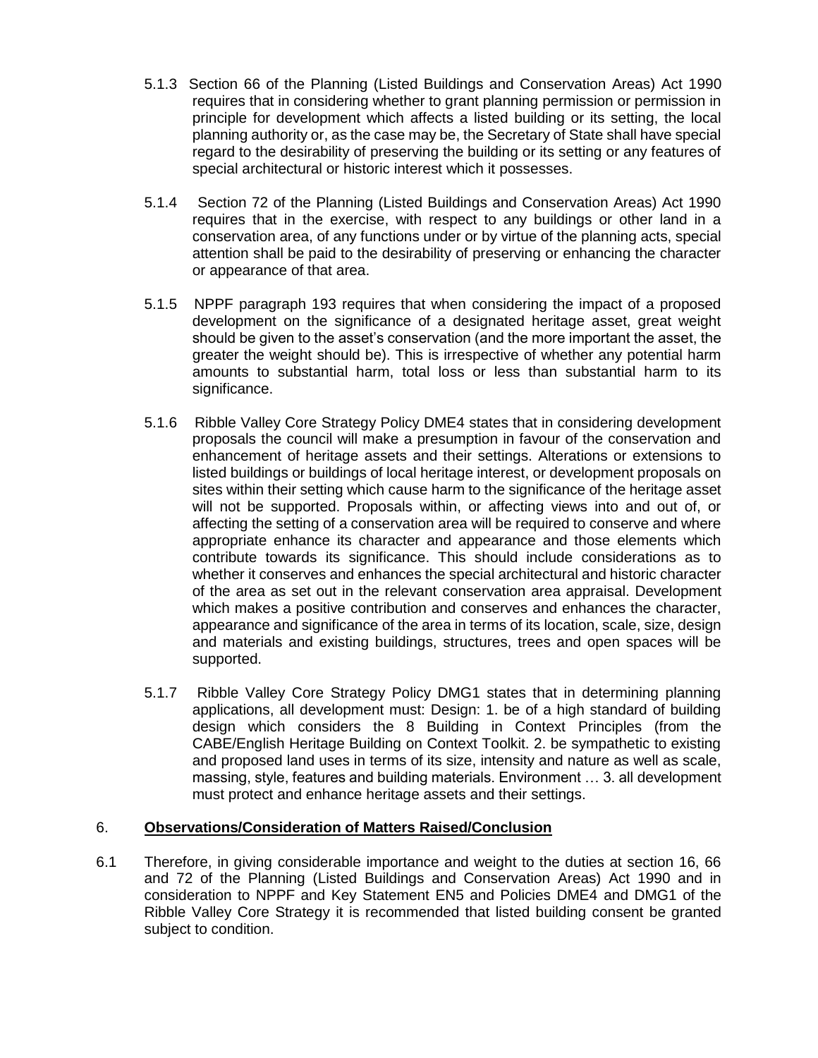5.1.3 Section 66 of the Planning (Listed Buildings and Conservation Areas) Act 1990 requires that in considering whether to grant planning permission or permission in principle for development which affects a listed building or its setting, the local planning authority or, as the case may be, the Secretary of State shall have special regard to the desirability of preserving the building or its setting or any features of special architectural or historic interest which it possesses.

5.1.4 Section 72 of the Planning (Listed Buildings and Conservation Areas) Act 1990 requires that in the exercise, with respect to any buildings or other land in a conservation area, of any functions under or by virtue of the planning acts, special attention shall be paid to the desirability of preserving or enhancing the character or appearance of that area.

5.1.5 NPPF paragraph 193 requires that when considering the impact of a proposed development on the significance of a designated heritage asset, great weight should be given to the asset's conservation (and the more important the asset, the greater the weight should be). This is irrespective of whether any potential harm amounts to substantial harm, total loss or less than substantial harm to its significance.

5.1.6 Ribble Valley Core Strategy Policy DME4 states that in considering development proposals the council will make a presumption in favour of the conservation and enhancement of heritage assets and their settings. Alterations or extensions to listed buildings or buildings of local heritage interest, or development proposals on sites within their setting which cause harm to the significance of the heritage asset will not be supported. Proposals within, or affecting views into and out of, or affecting the setting of a conservation area will be required to conserve and where appropriate enhance its character and appearance and those elements which contribute towards its significance. This should include considerations as to whether it conserves and enhances the special architectural and historic character of the area as set out in the relevant conservation area appraisal. Development which makes a positive contribution and conserves and enhances the character, appearance and significance of the area in terms of its location, scale, size, design and materials and existing buildings, structures, trees and open spaces will be supported.

5.1.7 Ribble Valley Core Strategy Policy DMG1 states that in determining planning applications, all development must: Design: 1. be of a high standard of building design which considers the 8 Building in Context Principles (from the CABE/English Heritage Building on Context Toolkit. 2. be sympathetic to existing and proposed land uses in terms of its size, intensity and nature as well as scale, massing, style, features and building materials. Environment … 3. all development must protect and enhance heritage assets and their settings.

## 6. **Observations/Consideration of Matters Raised/Conclusion**

6.1 Therefore, in giving considerable importance and weight to the duties at section 16, 66 and 72 of the Planning (Listed Buildings and Conservation Areas) Act 1990 and in consideration to NPPF and Key Statement EN5 and Policies DME4 and DMG1 of the Ribble Valley Core Strategy it is recommended that listed building consent be granted subject to condition.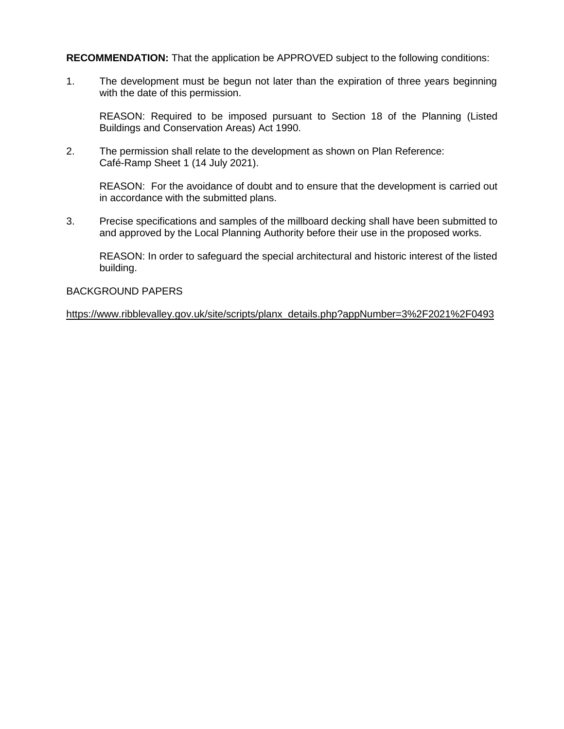**RECOMMENDATION:** That the application be APPROVED subject to the following conditions:

1. The development must be begun not later than the expiration of three years beginning with the date of this permission.

   REASON: Required to be imposed pursuant to Section 18 of the Planning (Listed Buildings and Conservation Areas) Act 1990.

2. The permission shall relate to the development as shown on Plan Reference: Café-Ramp Sheet 1 (14 July 2021).

   REASON: For the avoidance of doubt and to ensure that the development is carried out in accordance with the submitted plans.

3. Precise specifications and samples of the millboard decking shall have been submitted to and approved by the Local Planning Authority before their use in the proposed works.

   REASON: In order to safeguard the special architectural and historic interest of the listed building.

BACKGROUND PAPERS

https://www.ribblevalley.gov.uk/site/scripts/planx_details.php?appNumber=3%2F2021%2F0493